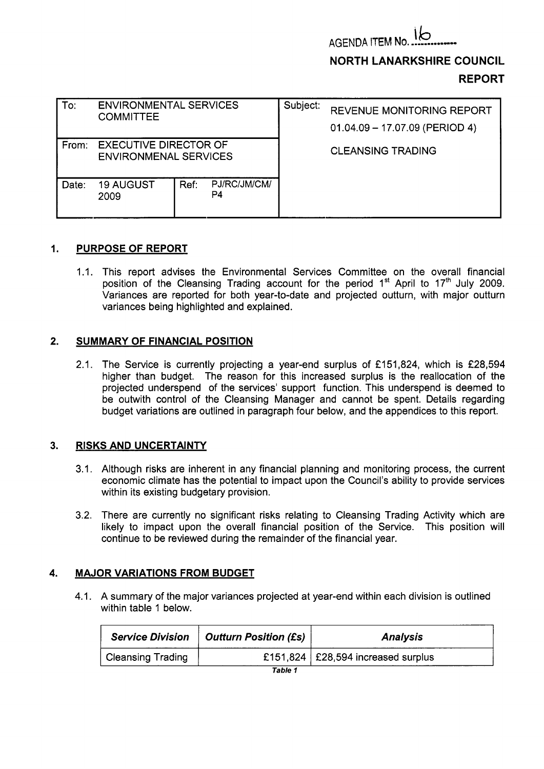AGENDA ITEM No. 16

**NORTH LANARKSHIRE COUNCIL**

**REPORT**

| To: ENVIRONMENTAL SERVICES COMMITTEE | | | Subject: REVENUE MONITORING REPORT 01.04.09 – 17.07.09 (PERIOD 4) |
|---|---|---|---|
| From: EXECUTIVE DIRECTOR OF ENVIRONMENAL SERVICES | | | CLEANSING TRADING |
| Date: 19 AUGUST 2009 | Ref: | PJ/RC/JM/CM/P4 | |

## 1. PURPOSE OF REPORT

1.1. This report advises the Environmental Services Committee on the overall financial position of the Cleansing Trading account for the period 1st April to 17th July 2009. Variances are reported for both year-to-date and projected outturn, with major outturn variances being highlighted and explained.

## 2. SUMMARY OF FINANCIAL POSITION

2.1. The Service is currently projecting a year-end surplus of £151,824, which is £28,594 higher than budget. The reason for this increased surplus is the reallocation of the projected underspend of the services' support function. This underspend is deemed to be outwith control of the Cleansing Manager and cannot be spent. Details regarding budget variations are outlined in paragraph four below, and the appendices to this report.

## 3. RISKS AND UNCERTAINTY

3.1. Although risks are inherent in any financial planning and monitoring process, the current economic climate has the potential to impact upon the Council's ability to provide services within its existing budgetary provision.

3.2. There are currently no significant risks relating to Cleansing Trading Activity which are likely to impact upon the overall financial position of the Service. This position will continue to be reviewed during the remainder of the financial year.

## 4. MAJOR VARIATIONS FROM BUDGET

4.1. A summary of the major variances projected at year-end within each division is outlined within table 1 below.

| *Service Division* | *Outturn Position (£s)* | *Analysis* |
|---|---|---|
| Cleansing Trading | £151,824 | £28,594 increased surplus |

*Table 1*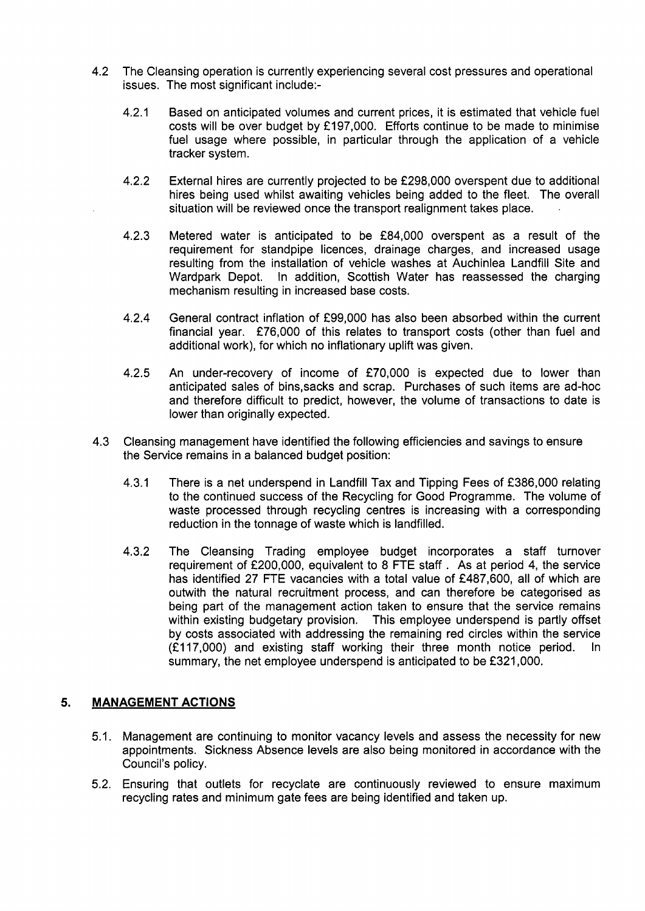4.2 The Cleansing operation is currently experiencing several cost pressures and operational issues. The most significant include:-

4.2.1 Based on anticipated volumes and current prices, it is estimated that vehicle fuel costs will be over budget by £197,000. Efforts continue to be made to minimise fuel usage where possible, in particular through the application of a vehicle tracker system.

4.2.2 External hires are currently projected to be £298,000 overspent due to additional hires being used whilst awaiting vehicles being added to the fleet. The overall situation will be reviewed once the transport realignment takes place.

4.2.3 Metered water is anticipated to be £84,000 overspent as a result of the requirement for standpipe licences, drainage charges, and increased usage resulting from the installation of vehicle washes at Auchinlea Landfill Site and Wardpark Depot. In addition, Scottish Water has reassessed the charging mechanism resulting in increased base costs.

4.2.4 General contract inflation of £99,000 has also been absorbed within the current financial year. £76,000 of this relates to transport costs (other than fuel and additional work), for which no inflationary uplift was given.

4.2.5 An under-recovery of income of £70,000 is expected due to lower than anticipated sales of bins,sacks and scrap. Purchases of such items are ad-hoc and therefore difficult to predict, however, the volume of transactions to date is lower than originally expected.

4.3 Cleansing management have identified the following efficiencies and savings to ensure the Service remains in a balanced budget position:

4.3.1 There is a net underspend in Landfill Tax and Tipping Fees of £386,000 relating to the continued success of the Recycling for Good Programme. The volume of waste processed through recycling centres is increasing with a corresponding reduction in the tonnage of waste which is landfilled.

4.3.2 The Cleansing Trading employee budget incorporates a staff turnover requirement of £200,000, equivalent to 8 FTE staff . As at period 4, the service has identified 27 FTE vacancies with a total value of £487,600, all of which are outwith the natural recruitment process, and can therefore be categorised as being part of the management action taken to ensure that the service remains within existing budgetary provision. This employee underspend is partly offset by costs associated with addressing the remaining red circles within the service (£117,000) and existing staff working their three month notice period. In summary, the net employee underspend is anticipated to be £321,000.

## 5. MANAGEMENT ACTIONS

5.1. Management are continuing to monitor vacancy levels and assess the necessity for new appointments. Sickness Absence levels are also being monitored in accordance with the Council's policy.

5.2. Ensuring that outlets for recyclate are continuously reviewed to ensure maximum recycling rates and minimum gate fees are being identified and taken up.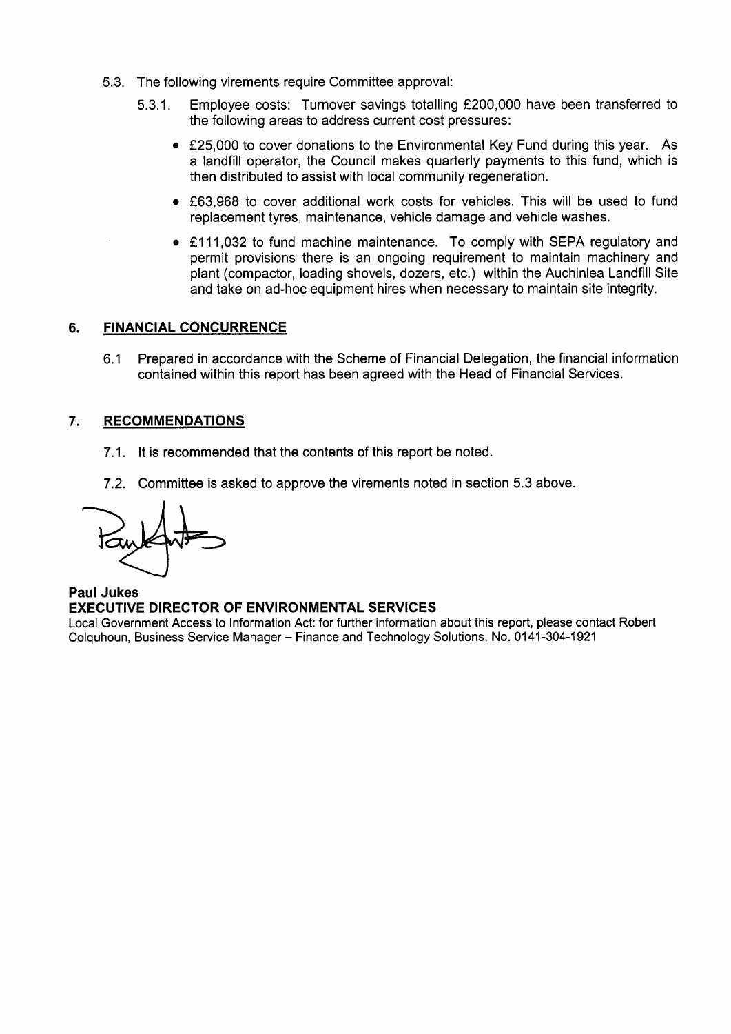5.3. The following virements require Committee approval:

5.3.1. Employee costs: Turnover savings totalling £200,000 have been transferred to the following areas to address current cost pressures:

- £25,000 to cover donations to the Environmental Key Fund during this year. As a landfill operator, the Council makes quarterly payments to this fund, which is then distributed to assist with local community regeneration.
- £63,968 to cover additional work costs for vehicles. This will be used to fund replacement tyres, maintenance, vehicle damage and vehicle washes.
- £111,032 to fund machine maintenance. To comply with SEPA regulatory and permit provisions there is an ongoing requirement to maintain machinery and plant (compactor, loading shovels, dozers, etc.) within the Auchinlea Landfill Site and take on ad-hoc equipment hires when necessary to maintain site integrity.

## 6. FINANCIAL CONCURRENCE

6.1 Prepared in accordance with the Scheme of Financial Delegation, the financial information contained within this report has been agreed with the Head of Financial Services.

## 7. RECOMMENDATIONS

7.1. It is recommended that the contents of this report be noted.

7.2. Committee is asked to approve the virements noted in section 5.3 above.

**Paul Jukes**
**EXECUTIVE DIRECTOR OF ENVIRONMENTAL SERVICES**

Local Government Access to Information Act: for further information about this report, please contact Robert Colquhoun, Business Service Manager – Finance and Technology Solutions, No. 0141-304-1921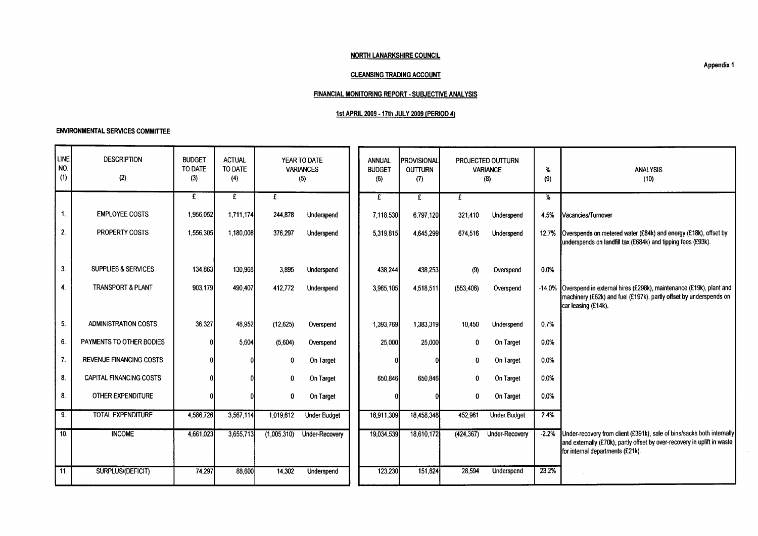Appendix 1

# NORTH LANARKSHIRE COUNCIL

## CLEANSING TRADING ACCOUNT

## FINANCIAL MONITORING REPORT - SUBJECTIVE ANALYSIS

## 1st APRIL 2009 - 17th JULY 2009 (PERIOD 4)

**ENVIRONMENTAL SERVICES COMMITTEE**

| LINE NO. (1) | DESCRIPTION (2) | BUDGET TO DATE (3) | ACTUAL TO DATE (4) | YEAR TO DATE VARIANCES (5) | | ANNUAL BUDGET (6) | PROVISIONAL OUTTURN (7) | PROJECTED OUTTURN VARIANCE (8) | | % (9) | ANALYSIS (10) |
|---|---|---|---|---|---|---|---|---|---|---|---|
| | | £ | £ | £ | | £ | £ | £ | | % | |
| 1. | EMPLOYEE COSTS | 1,956,052 | 1,711,174 | 244,878 | Underspend | 7,118,530 | 6,797,120 | 321,410 | Underspend | 4.5% | Vacancies/Turnover |
| 2. | PROPERTY COSTS | 1,556,305 | 1,180,008 | 376,297 | Underspend | 5,319,815 | 4,645,299 | 674,516 | Underspend | 12.7% | Overspends on metered water (£84k) and energy (£18k), offset by underspends on landfill tax (£684k) and tipping fees (£93k). |
| 3. | SUPPLIES & SERVICES | 134,863 | 130,968 | 3,895 | Underspend | 438,244 | 438,253 | (9) | Overspend | 0.0% | |
| 4. | TRANSPORT & PLANT | 903,179 | 490,407 | 412,772 | Underspend | 3,965,105 | 4,518,511 | (553,406) | Overspend | -14.0% | Overspend in external hires (£298k), maintenance (£19k), plant and machinery (£62k) and fuel (£197k), partly offset by underspends on car leasing (£14k). |
| 5. | ADMINISTRATION COSTS | 36,327 | 48,952 | (12,625) | Overspend | 1,393,769 | 1,383,319 | 10,450 | Underspend | 0.7% | |
| 6. | PAYMENTS TO OTHER BODIES | 0 | 5,604 | (5,604) | Overspend | 25,000 | 25,000 | 0 | On Target | 0.0% | |
| 7. | REVENUE FINANCING COSTS | 0 | 0 | 0 | On Target | 0 | 0 | 0 | On Target | 0.0% | |
| 8. | CAPITAL FINANCING COSTS | 0 | 0 | 0 | On Target | 650,846 | 650,846 | 0 | On Target | 0.0% | |
| 8. | OTHER EXPENDITURE | 0 | 0 | 0 | On Target | 0 | 0 | 0 | On Target | 0.0% | |
| 9. | TOTAL EXPENDITURE | 4,586,726 | 3,567,114 | 1,019,612 | Under Budget | 18,911,309 | 18,458,348 | 452,961 | Under Budget | 2.4% | |
| 10. | INCOME | 4,661,023 | 3,655,713 | (1,005,310) | Under-Recovery | 19,034,539 | 18,610,172 | (424,367) | Under-Recovery | -2.2% | Under-recovery from client (£391k), sale of bins/sacks both internally and externally (£70k), partly offset by over-recovery in uplift in waste for internal departments (£21k). |
| 11. | SURPLUS/(DEFICIT) | 74,297 | 88,600 | 14,302 | Underspend | 123,230 | 151,824 | 28,594 | Underspend | 23.2% | |